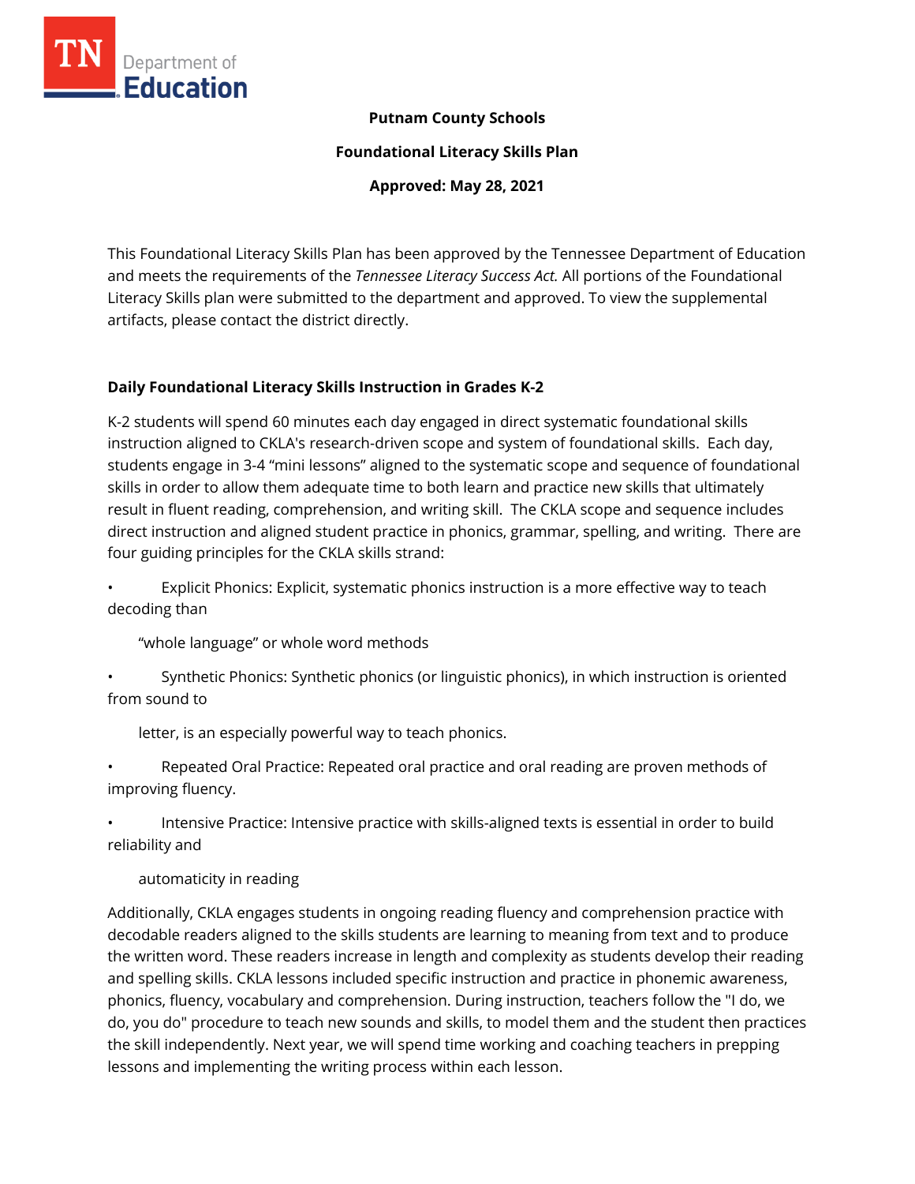**Putnam County Schools**

**Foundational Literacy Skills Plan**

**Approved: May 28, 2021**

This Foundational Literacy Skills Plan has been approved by the Tennessee Department of Education and meets the requirements of the *Tennessee Literacy Success Act.* All portions of the Foundational Literacy Skills plan were submitted to the department and approved. To view the supplemental artifacts, please contact the district directly.

## Daily Foundational Literacy Skills Instruction in Grades K-2

K-2 students will spend 60 minutes each day engaged in direct systematic foundational skills instruction aligned to CKLA's research-driven scope and system of foundational skills. Each day, students engage in 3-4 "mini lessons" aligned to the systematic scope and sequence of foundational skills in order to allow them adequate time to both learn and practice new skills that ultimately result in fluent reading, comprehension, and writing skill. The CKLA scope and sequence includes direct instruction and aligned student practice in phonics, grammar, spelling, and writing. There are four guiding principles for the CKLA skills strand:

- Explicit Phonics: Explicit, systematic phonics instruction is a more effective way to teach decoding than "whole language" or whole word methods
- Synthetic Phonics: Synthetic phonics (or linguistic phonics), in which instruction is oriented from sound to letter, is an especially powerful way to teach phonics.
- Repeated Oral Practice: Repeated oral practice and oral reading are proven methods of improving fluency.
- Intensive Practice: Intensive practice with skills-aligned texts is essential in order to build reliability and automaticity in reading

Additionally, CKLA engages students in ongoing reading fluency and comprehension practice with decodable readers aligned to the skills students are learning to meaning from text and to produce the written word. These readers increase in length and complexity as students develop their reading and spelling skills. CKLA lessons included specific instruction and practice in phonemic awareness, phonics, fluency, vocabulary and comprehension. During instruction, teachers follow the "I do, we do, you do" procedure to teach new sounds and skills, to model them and the student then practices the skill independently. Next year, we will spend time working and coaching teachers in prepping lessons and implementing the writing process within each lesson.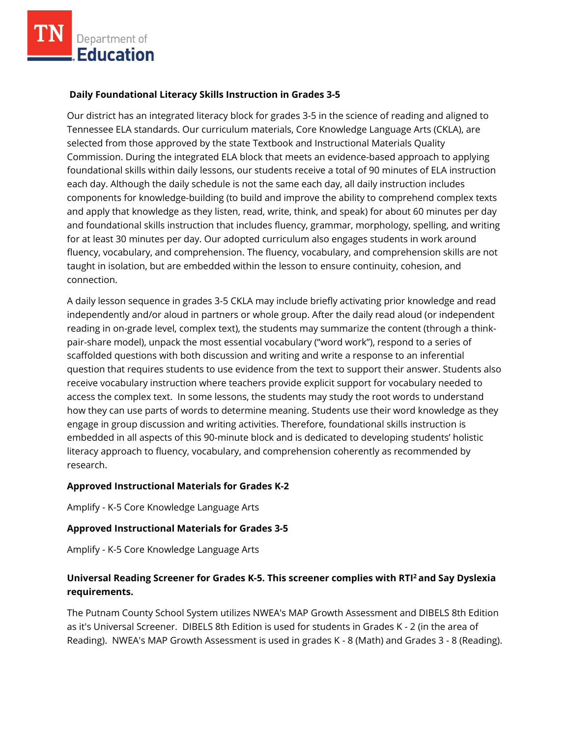## Daily Foundational Literacy Skills Instruction in Grades 3-5

Our district has an integrated literacy block for grades 3-5 in the science of reading and aligned to Tennessee ELA standards. Our curriculum materials, Core Knowledge Language Arts (CKLA), are selected from those approved by the state Textbook and Instructional Materials Quality Commission. During the integrated ELA block that meets an evidence-based approach to applying foundational skills within daily lessons, our students receive a total of 90 minutes of ELA instruction each day. Although the daily schedule is not the same each day, all daily instruction includes components for knowledge-building (to build and improve the ability to comprehend complex texts and apply that knowledge as they listen, read, write, think, and speak) for about 60 minutes per day and foundational skills instruction that includes fluency, grammar, morphology, spelling, and writing for at least 30 minutes per day. Our adopted curriculum also engages students in work around fluency, vocabulary, and comprehension. The fluency, vocabulary, and comprehension skills are not taught in isolation, but are embedded within the lesson to ensure continuity, cohesion, and connection.

A daily lesson sequence in grades 3-5 CKLA may include briefly activating prior knowledge and read independently and/or aloud in partners or whole group. After the daily read aloud (or independent reading in on-grade level, complex text), the students may summarize the content (through a think-pair-share model), unpack the most essential vocabulary ("word work"), respond to a series of scaffolded questions with both discussion and writing and write a response to an inferential question that requires students to use evidence from the text to support their answer. Students also receive vocabulary instruction where teachers provide explicit support for vocabulary needed to access the complex text. In some lessons, the students may study the root words to understand how they can use parts of words to determine meaning. Students use their word knowledge as they engage in group discussion and writing activities. Therefore, foundational skills instruction is embedded in all aspects of this 90-minute block and is dedicated to developing students' holistic literacy approach to fluency, vocabulary, and comprehension coherently as recommended by research.

### Approved Instructional Materials for Grades K-2

Amplify - K-5 Core Knowledge Language Arts

### Approved Instructional Materials for Grades 3-5

Amplify - K-5 Core Knowledge Language Arts

### Universal Reading Screener for Grades K-5. This screener complies with RTI$^2$ and Say Dyslexia requirements.

The Putnam County School System utilizes NWEA's MAP Growth Assessment and DIBELS 8th Edition as it's Universal Screener. DIBELS 8th Edition is used for students in Grades K - 2 (in the area of Reading). NWEA's MAP Growth Assessment is used in grades K - 8 (Math) and Grades 3 - 8 (Reading).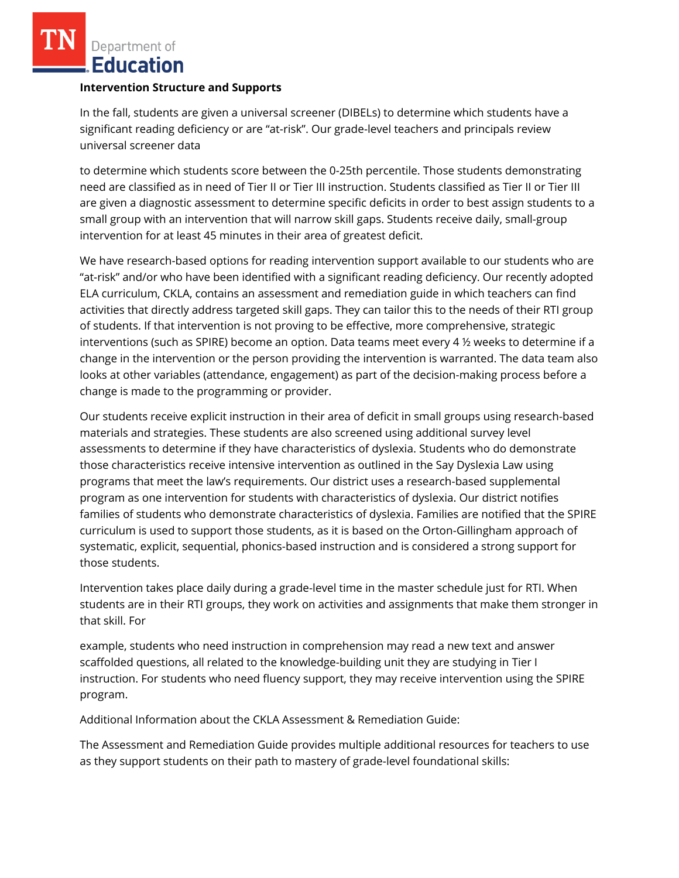**Intervention Structure and Supports**

In the fall, students are given a universal screener (DIBELs) to determine which students have a significant reading deficiency or are "at-risk". Our grade-level teachers and principals review universal screener data

to determine which students score between the 0-25th percentile. Those students demonstrating need are classified as in need of Tier II or Tier III instruction. Students classified as Tier II or Tier III are given a diagnostic assessment to determine specific deficits in order to best assign students to a small group with an intervention that will narrow skill gaps. Students receive daily, small-group intervention for at least 45 minutes in their area of greatest deficit.

We have research-based options for reading intervention support available to our students who are "at-risk" and/or who have been identified with a significant reading deficiency. Our recently adopted ELA curriculum, CKLA, contains an assessment and remediation guide in which teachers can find activities that directly address targeted skill gaps. They can tailor this to the needs of their RTI group of students. If that intervention is not proving to be effective, more comprehensive, strategic interventions (such as SPIRE) become an option. Data teams meet every 4 ½ weeks to determine if a change in the intervention or the person providing the intervention is warranted. The data team also looks at other variables (attendance, engagement) as part of the decision-making process before a change is made to the programming or provider.

Our students receive explicit instruction in their area of deficit in small groups using research-based materials and strategies. These students are also screened using additional survey level assessments to determine if they have characteristics of dyslexia. Students who do demonstrate those characteristics receive intensive intervention as outlined in the Say Dyslexia Law using programs that meet the law's requirements. Our district uses a research-based supplemental program as one intervention for students with characteristics of dyslexia. Our district notifies families of students who demonstrate characteristics of dyslexia. Families are notified that the SPIRE curriculum is used to support those students, as it is based on the Orton-Gillingham approach of systematic, explicit, sequential, phonics-based instruction and is considered a strong support for those students.

Intervention takes place daily during a grade-level time in the master schedule just for RTI. When students are in their RTI groups, they work on activities and assignments that make them stronger in that skill. For

example, students who need instruction in comprehension may read a new text and answer scaffolded questions, all related to the knowledge-building unit they are studying in Tier I instruction. For students who need fluency support, they may receive intervention using the SPIRE program.

Additional Information about the CKLA Assessment & Remediation Guide:

The Assessment and Remediation Guide provides multiple additional resources for teachers to use as they support students on their path to mastery of grade-level foundational skills: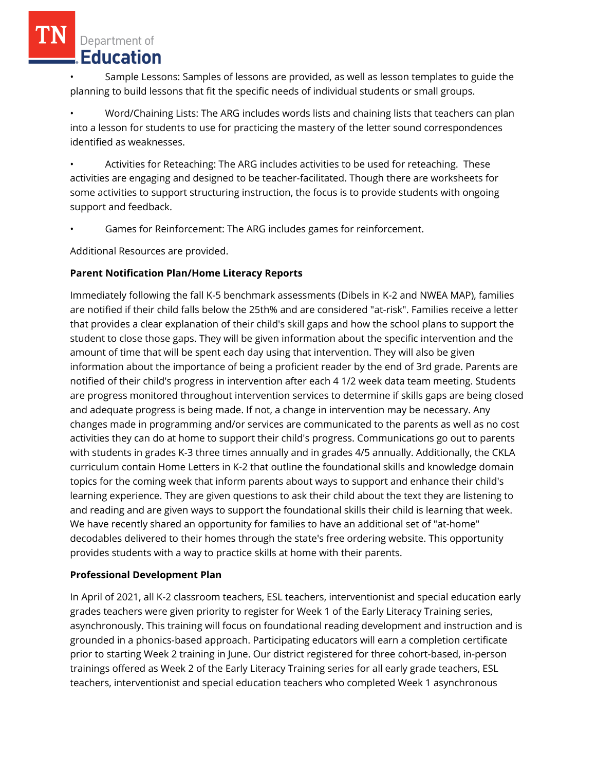- Sample Lessons: Samples of lessons are provided, as well as lesson templates to guide the planning to build lessons that fit the specific needs of individual students or small groups.

- Word/Chaining Lists: The ARG includes words lists and chaining lists that teachers can plan into a lesson for students to use for practicing the mastery of the letter sound correspondences identified as weaknesses.

- Activities for Reteaching: The ARG includes activities to be used for reteaching. These activities are engaging and designed to be teacher-facilitated. Though there are worksheets for some activities to support structuring instruction, the focus is to provide students with ongoing support and feedback.

- Games for Reinforcement: The ARG includes games for reinforcement.

Additional Resources are provided.

**Parent Notification Plan/Home Literacy Reports**

Immediately following the fall K-5 benchmark assessments (Dibels in K-2 and NWEA MAP), families are notified if their child falls below the 25th% and are considered "at-risk". Families receive a letter that provides a clear explanation of their child's skill gaps and how the school plans to support the student to close those gaps. They will be given information about the specific intervention and the amount of time that will be spent each day using that intervention. They will also be given information about the importance of being a proficient reader by the end of 3rd grade. Parents are notified of their child's progress in intervention after each 4 1/2 week data team meeting. Students are progress monitored throughout intervention services to determine if skills gaps are being closed and adequate progress is being made. If not, a change in intervention may be necessary. Any changes made in programming and/or services are communicated to the parents as well as no cost activities they can do at home to support their child's progress. Communications go out to parents with students in grades K-3 three times annually and in grades 4/5 annually. Additionally, the CKLA curriculum contain Home Letters in K-2 that outline the foundational skills and knowledge domain topics for the coming week that inform parents about ways to support and enhance their child's learning experience. They are given questions to ask their child about the text they are listening to and reading and are given ways to support the foundational skills their child is learning that week. We have recently shared an opportunity for families to have an additional set of "at-home" decodables delivered to their homes through the state's free ordering website. This opportunity provides students with a way to practice skills at home with their parents.

**Professional Development Plan**

In April of 2021, all K-2 classroom teachers, ESL teachers, interventionist and special education early grades teachers were given priority to register for Week 1 of the Early Literacy Training series, asynchronously. This training will focus on foundational reading development and instruction and is grounded in a phonics-based approach. Participating educators will earn a completion certificate prior to starting Week 2 training in June. Our district registered for three cohort-based, in-person trainings offered as Week 2 of the Early Literacy Training series for all early grade teachers, ESL teachers, interventionist and special education teachers who completed Week 1 asynchronous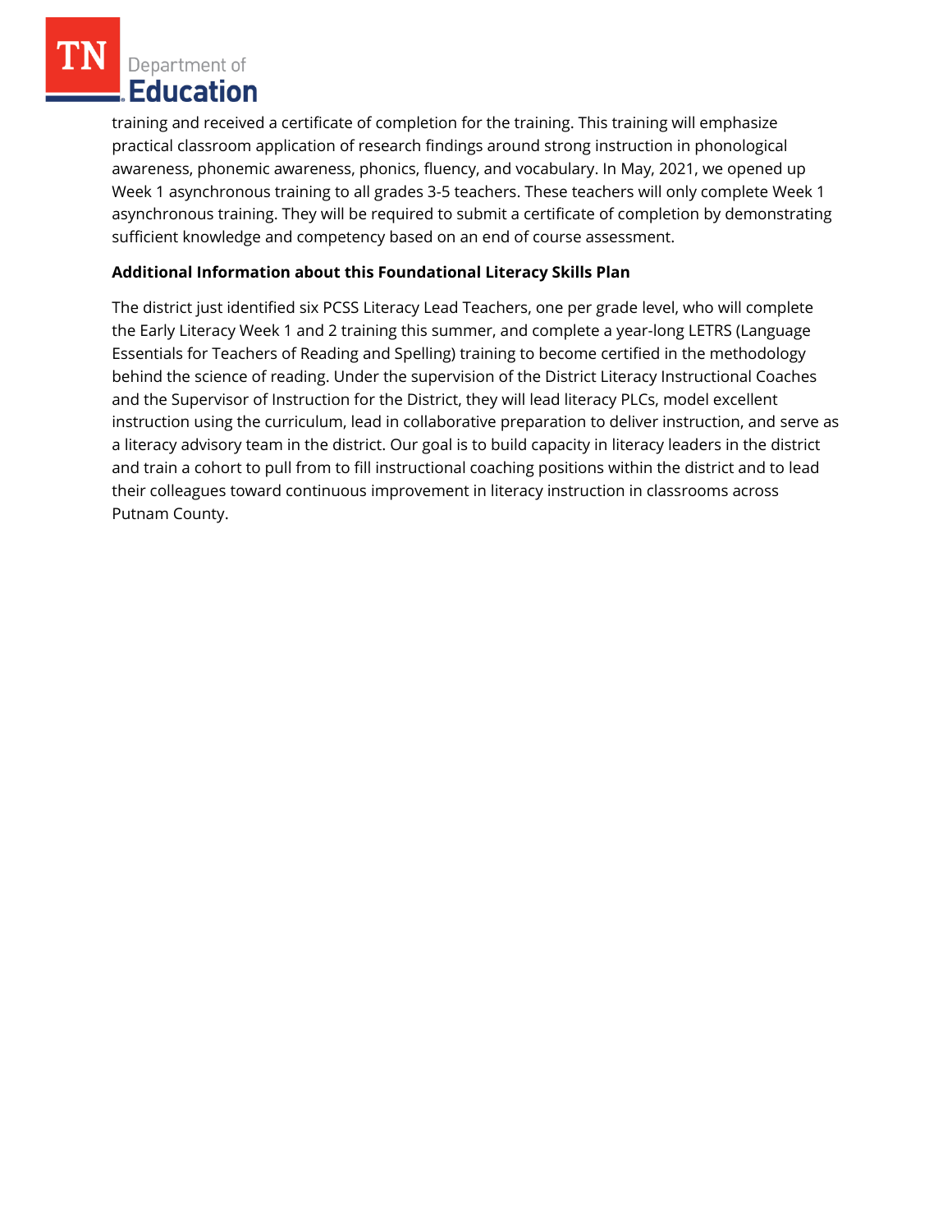training and received a certificate of completion for the training. This training will emphasize practical classroom application of research findings around strong instruction in phonological awareness, phonemic awareness, phonics, fluency, and vocabulary. In May, 2021, we opened up Week 1 asynchronous training to all grades 3-5 teachers. These teachers will only complete Week 1 asynchronous training. They will be required to submit a certificate of completion by demonstrating sufficient knowledge and competency based on an end of course assessment.

**Additional Information about this Foundational Literacy Skills Plan**

The district just identified six PCSS Literacy Lead Teachers, one per grade level, who will complete the Early Literacy Week 1 and 2 training this summer, and complete a year-long LETRS (Language Essentials for Teachers of Reading and Spelling) training to become certified in the methodology behind the science of reading. Under the supervision of the District Literacy Instructional Coaches and the Supervisor of Instruction for the District, they will lead literacy PLCs, model excellent instruction using the curriculum, lead in collaborative preparation to deliver instruction, and serve as a literacy advisory team in the district. Our goal is to build capacity in literacy leaders in the district and train a cohort to pull from to fill instructional coaching positions within the district and to lead their colleagues toward continuous improvement in literacy instruction in classrooms across Putnam County.